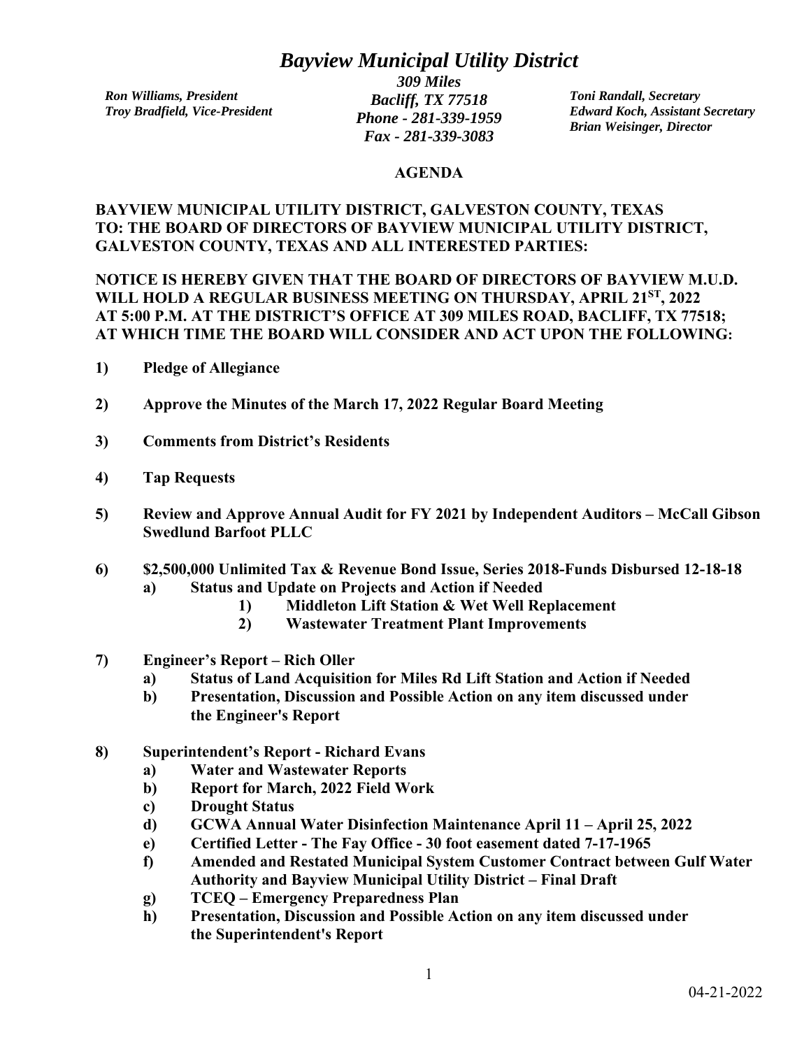# *Bayview Municipal Utility District*

*Ron Williams, President*
*Troy Bradfield, Vice-President*

***309 Miles***
***Bacliff, TX 77518***
***Phone - 281-339-1959***
***Fax - 281-339-3083***

*Toni Randall, Secretary*
*Edward Koch, Assistant Secretary*
*Brian Weisinger, Director*

**AGENDA**

**BAYVIEW MUNICIPAL UTILITY DISTRICT, GALVESTON COUNTY, TEXAS**
**TO: THE BOARD OF DIRECTORS OF BAYVIEW MUNICIPAL UTILITY DISTRICT, GALVESTON COUNTY, TEXAS AND ALL INTERESTED PARTIES:**

**NOTICE IS HEREBY GIVEN THAT THE BOARD OF DIRECTORS OF BAYVIEW M.U.D. WILL HOLD A REGULAR BUSINESS MEETING ON THURSDAY, APRIL 21ST, 2022 AT 5:00 P.M. AT THE DISTRICT'S OFFICE AT 309 MILES ROAD, BACLIFF, TX 77518; AT WHICH TIME THE BOARD WILL CONSIDER AND ACT UPON THE FOLLOWING:**

1) **Pledge of Allegiance**

2) **Approve the Minutes of the March 17, 2022 Regular Board Meeting**

3) **Comments from District's Residents**

4) **Tap Requests**

5) **Review and Approve Annual Audit for FY 2021 by Independent Auditors – McCall Gibson Swedlund Barfoot PLLC**

6) **$2,500,000 Unlimited Tax & Revenue Bond Issue, Series 2018-Funds Disbursed 12-18-18**
   - a) **Status and Update on Projects and Action if Needed**
     - 1) **Middleton Lift Station & Wet Well Replacement**
     - 2) **Wastewater Treatment Plant Improvements**

7) **Engineer's Report – Rich Oller**
   - a) **Status of Land Acquisition for Miles Rd Lift Station and Action if Needed**
   - b) **Presentation, Discussion and Possible Action on any item discussed under the Engineer's Report**

8) **Superintendent's Report - Richard Evans**
   - a) **Water and Wastewater Reports**
   - b) **Report for March, 2022 Field Work**
   - c) **Drought Status**
   - d) **GCWA Annual Water Disinfection Maintenance April 11 – April 25, 2022**
   - e) **Certified Letter - The Fay Office - 30 foot easement dated 7-17-1965**
   - f) **Amended and Restated Municipal System Customer Contract between Gulf Water Authority and Bayview Municipal Utility District – Final Draft**
   - g) **TCEQ – Emergency Preparedness Plan**
   - h) **Presentation, Discussion and Possible Action on any item discussed under the Superintendent's Report**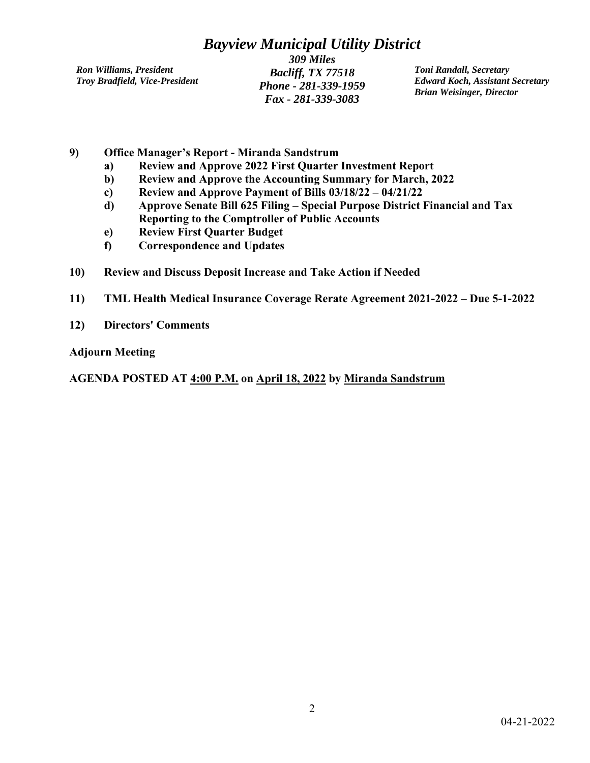# *Bayview Municipal Utility District*

***Ron Williams, President***
***Troy Bradfield, Vice-President***

***309 Miles***
***Bacliff, TX 77518***
***Phone - 281-339-1959***
***Fax - 281-339-3083***

***Toni Randall, Secretary***
***Edward Koch, Assistant Secretary***
***Brian Weisinger, Director***

**9) Office Manager's Report - Miranda Sandstrum**
- **a) Review and Approve 2022 First Quarter Investment Report**
- **b) Review and Approve the Accounting Summary for March, 2022**
- **c) Review and Approve Payment of Bills 03/18/22 – 04/21/22**
- **d) Approve Senate Bill 625 Filing – Special Purpose District Financial and Tax Reporting to the Comptroller of Public Accounts**
- **e) Review First Quarter Budget**
- **f) Correspondence and Updates**

**10) Review and Discuss Deposit Increase and Take Action if Needed**

**11) TML Health Medical Insurance Coverage Rerate Agreement 2021-2022 – Due 5-1-2022**

**12) Directors' Comments**

**Adjourn Meeting**

**AGENDA POSTED AT <u>4:00 P.M.</u> on <u>April 18, 2022</u> by <u>Miranda Sandstrum</u>**

04-21-2022